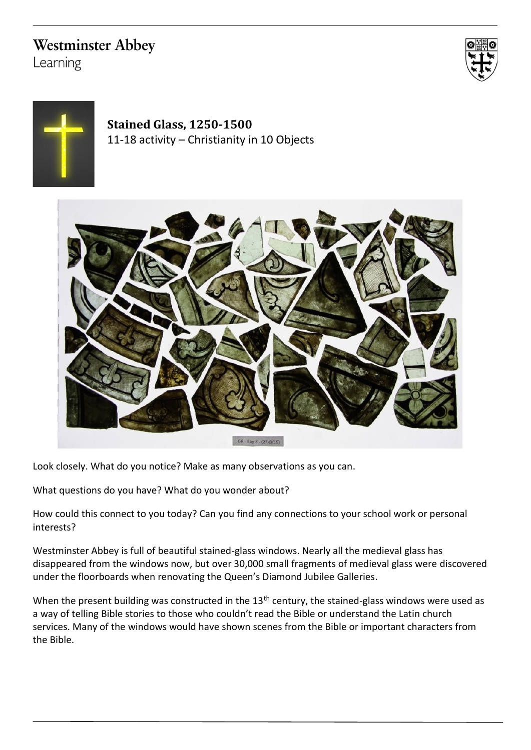Westminster Abbey
Learning

## Stained Glass, 1250-1500

11-18 activity – Christianity in 10 Objects

Look closely. What do you notice? Make as many observations as you can.

What questions do you have? What do you wonder about?

How could this connect to you today? Can you find any connections to your school work or personal interests?

Westminster Abbey is full of beautiful stained-glass windows. Nearly all the medieval glass has disappeared from the windows now, but over 30,000 small fragments of medieval glass were discovered under the floorboards when renovating the Queen's Diamond Jubilee Galleries.

When the present building was constructed in the 13th century, the stained-glass windows were used as a way of telling Bible stories to those who couldn't read the Bible or understand the Latin church services. Many of the windows would have shown scenes from the Bible or important characters from the Bible.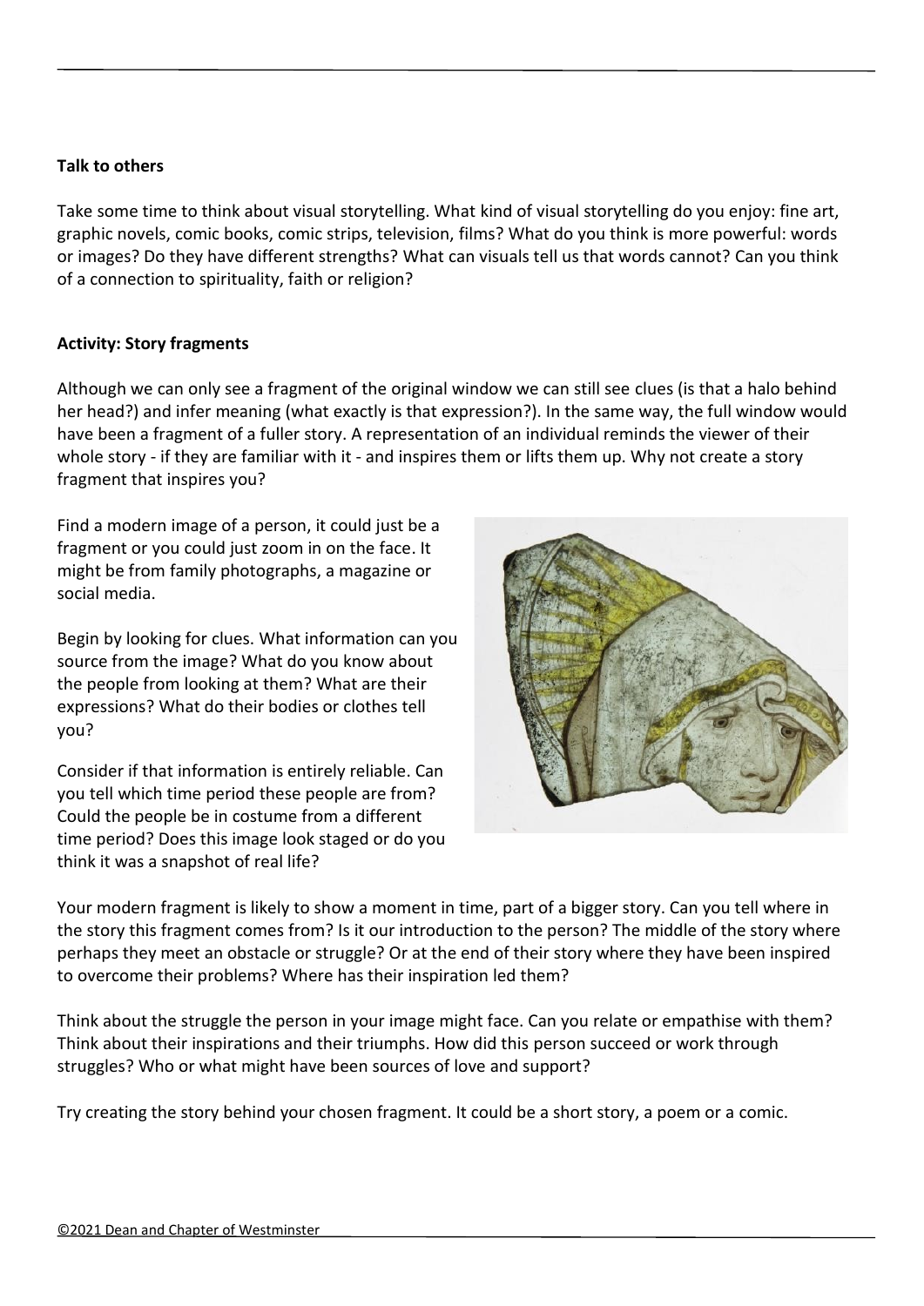**Talk to others**

Take some time to think about visual storytelling. What kind of visual storytelling do you enjoy: fine art, graphic novels, comic books, comic strips, television, films? What do you think is more powerful: words or images? Do they have different strengths? What can visuals tell us that words cannot? Can you think of a connection to spirituality, faith or religion?

**Activity: Story fragments**

Although we can only see a fragment of the original window we can still see clues (is that a halo behind her head?) and infer meaning (what exactly is that expression?). In the same way, the full window would have been a fragment of a fuller story. A representation of an individual reminds the viewer of their whole story - if they are familiar with it - and inspires them or lifts them up. Why not create a story fragment that inspires you?

Find a modern image of a person, it could just be a fragment or you could just zoom in on the face. It might be from family photographs, a magazine or social media.

Begin by looking for clues. What information can you source from the image? What do you know about the people from looking at them? What are their expressions? What do their bodies or clothes tell you?

Consider if that information is entirely reliable. Can you tell which time period these people are from? Could the people be in costume from a different time period? Does this image look staged or do you think it was a snapshot of real life?

Your modern fragment is likely to show a moment in time, part of a bigger story. Can you tell where in the story this fragment comes from? Is it our introduction to the person? The middle of the story where perhaps they meet an obstacle or struggle? Or at the end of their story where they have been inspired to overcome their problems? Where has their inspiration led them?

Think about the struggle the person in your image might face. Can you relate or empathise with them? Think about their inspirations and their triumphs. How did this person succeed or work through struggles? Who or what might have been sources of love and support?

Try creating the story behind your chosen fragment. It could be a short story, a poem or a comic.

©2021 Dean and Chapter of Westminster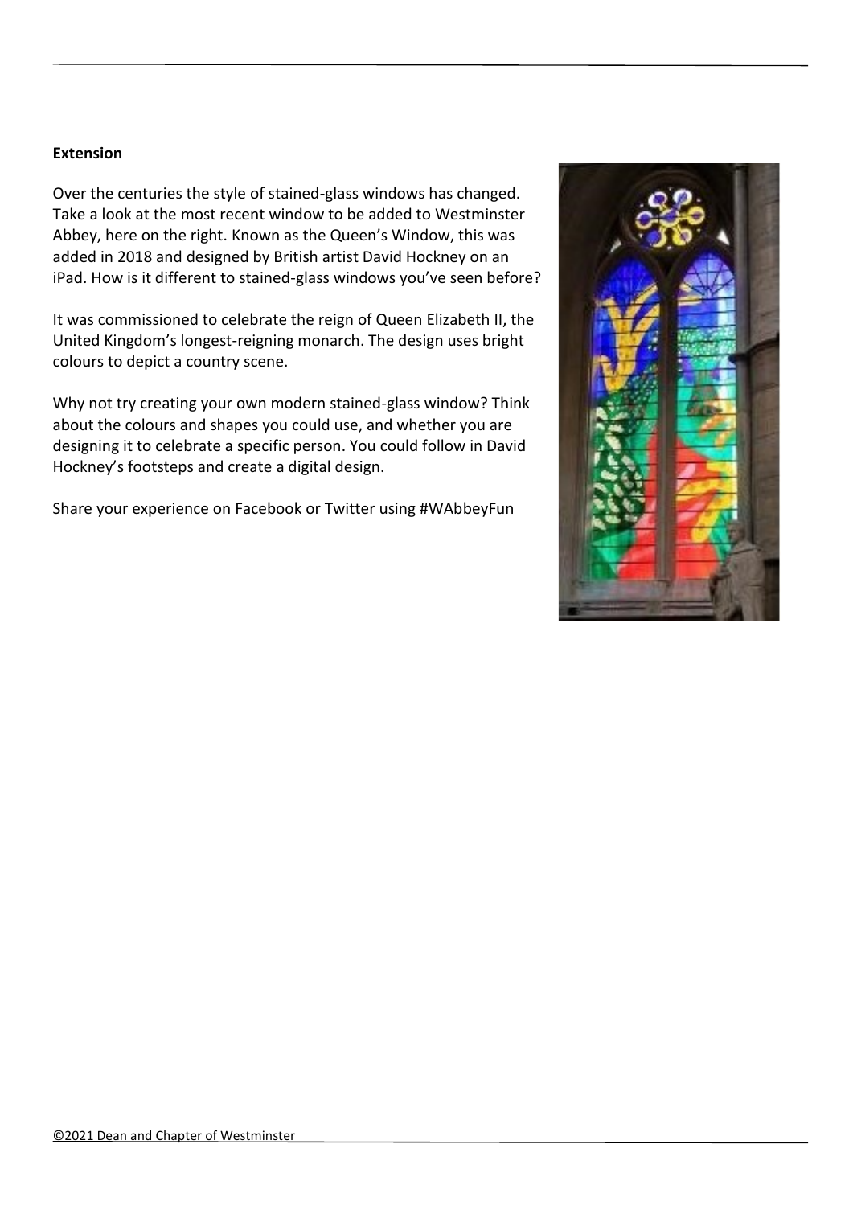**Extension**

Over the centuries the style of stained-glass windows has changed. Take a look at the most recent window to be added to Westminster Abbey, here on the right. Known as the Queen's Window, this was added in 2018 and designed by British artist David Hockney on an iPad. How is it different to stained-glass windows you've seen before?

It was commissioned to celebrate the reign of Queen Elizabeth II, the United Kingdom's longest-reigning monarch. The design uses bright colours to depict a country scene.

Why not try creating your own modern stained-glass window? Think about the colours and shapes you could use, and whether you are designing it to celebrate a specific person. You could follow in David Hockney's footsteps and create a digital design.

Share your experience on Facebook or Twitter using #WAbbeyFun

©2021 Dean and Chapter of Westminster